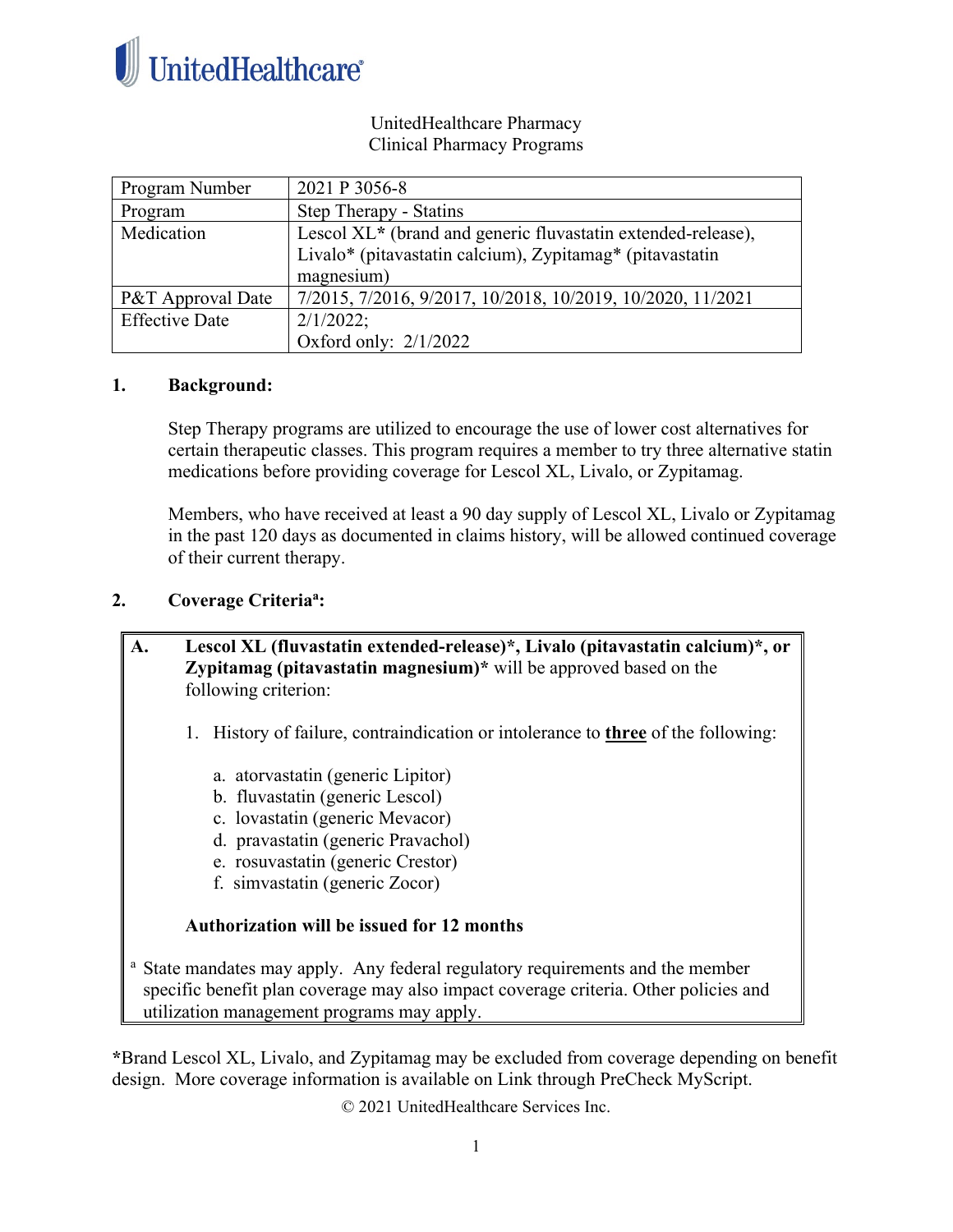UnitedHealthcare

UnitedHealthcare Pharmacy
Clinical Pharmacy Programs

| Program Number | 2021 P 3056-8 |
| --- | --- |
| Program | Step Therapy - Statins |
| Medication | Lescol XL* (brand and generic fluvastatin extended-release), Livalo* (pitavastatin calcium), Zypitamag* (pitavastatin magnesium) |
| P&T Approval Date | 7/2015, 7/2016, 9/2017, 10/2018, 10/2019, 10/2020, 11/2021 |
| Effective Date | 2/1/2022; Oxford only: 2/1/2022 |

## 1. Background:

Step Therapy programs are utilized to encourage the use of lower cost alternatives for certain therapeutic classes. This program requires a member to try three alternative statin medications before providing coverage for Lescol XL, Livalo, or Zypitamag.

Members, who have received at least a 90 day supply of Lescol XL, Livalo or Zypitamag in the past 120 days as documented in claims history, will be allowed continued coverage of their current therapy.

## 2. Coverage Criteria[a]:

**A. Lescol XL (fluvastatin extended-release)*, Livalo (pitavastatin calcium)*, or Zypitamag (pitavastatin magnesium)*** will be approved based on the following criterion:

1. History of failure, contraindication or intolerance to **three** of the following:

   a. atorvastatin (generic Lipitor)
   b. fluvastatin (generic Lescol)
   c. lovastatin (generic Mevacor)
   d. pravastatin (generic Pravachol)
   e. rosuvastatin (generic Crestor)
   f. simvastatin (generic Zocor)

**Authorization will be issued for 12 months**

[a] State mandates may apply. Any federal regulatory requirements and the member specific benefit plan coverage may also impact coverage criteria. Other policies and utilization management programs may apply.

*Brand Lescol XL, Livalo, and Zypitamag may be excluded from coverage depending on benefit design. More coverage information is available on Link through PreCheck MyScript.

© 2021 UnitedHealthcare Services Inc.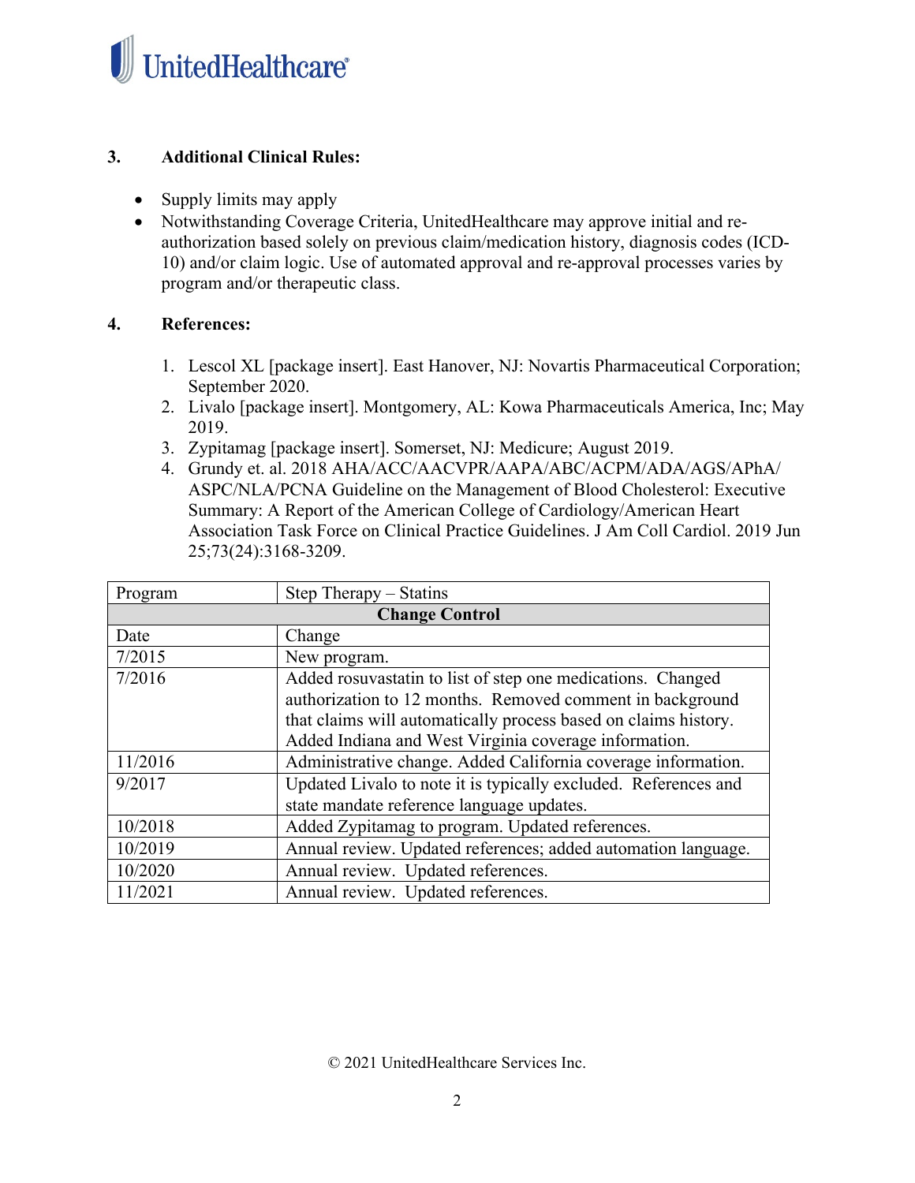### 3. Additional Clinical Rules:

- Supply limits may apply
- Notwithstanding Coverage Criteria, UnitedHealthcare may approve initial and re-authorization based solely on previous claim/medication history, diagnosis codes (ICD-10) and/or claim logic. Use of automated approval and re-approval processes varies by program and/or therapeutic class.

### 4. References:

1. Lescol XL [package insert]. East Hanover, NJ: Novartis Pharmaceutical Corporation; September 2020.
2. Livalo [package insert]. Montgomery, AL: Kowa Pharmaceuticals America, Inc; May 2019.
3. Zypitamag [package insert]. Somerset, NJ: Medicure; August 2019.
4. Grundy et. al. 2018 AHA/ACC/AACVPR/AAPA/ABC/ACPM/ADA/AGS/APhA/ASPC/NLA/PCNA Guideline on the Management of Blood Cholesterol: Executive Summary: A Report of the American College of Cardiology/American Heart Association Task Force on Clinical Practice Guidelines. J Am Coll Cardiol. 2019 Jun 25;73(24):3168-3209.

| Program | Step Therapy – Statins |
|---|---|
| **Change Control** | |
| Date | Change |
| 7/2015 | New program. |
| 7/2016 | Added rosuvastatin to list of step one medications. Changed authorization to 12 months. Removed comment in background that claims will automatically process based on claims history. Added Indiana and West Virginia coverage information. |
| 11/2016 | Administrative change. Added California coverage information. |
| 9/2017 | Updated Livalo to note it is typically excluded. References and state mandate reference language updates. |
| 10/2018 | Added Zypitamag to program. Updated references. |
| 10/2019 | Annual review. Updated references; added automation language. |
| 10/2020 | Annual review. Updated references. |
| 11/2021 | Annual review. Updated references. |

© 2021 UnitedHealthcare Services Inc.